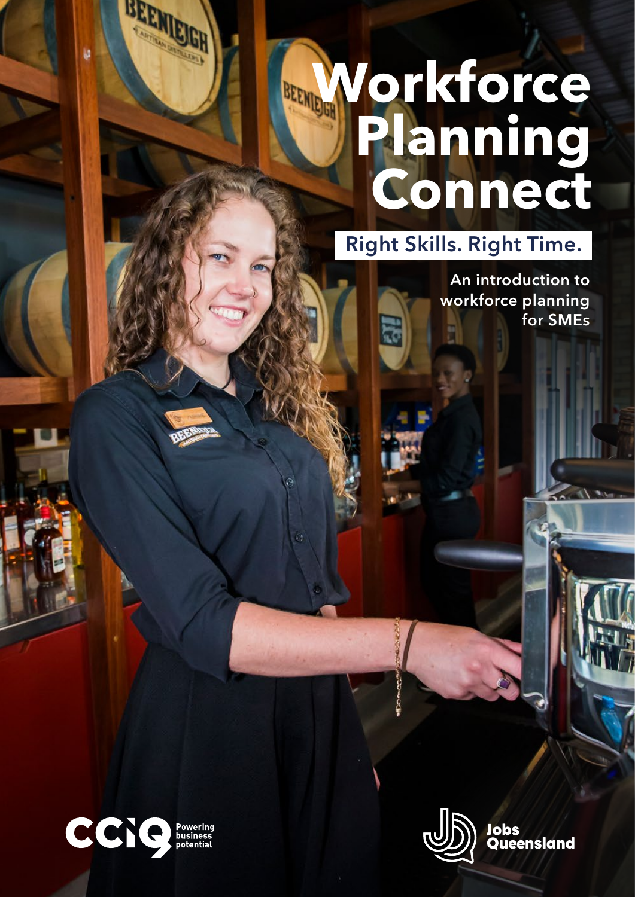# Workforce Planning Connect

## Right Skills. Right Time.

An introduction to workforce planning for SMEs

CCIQ Powering business potential

Jobs Queensland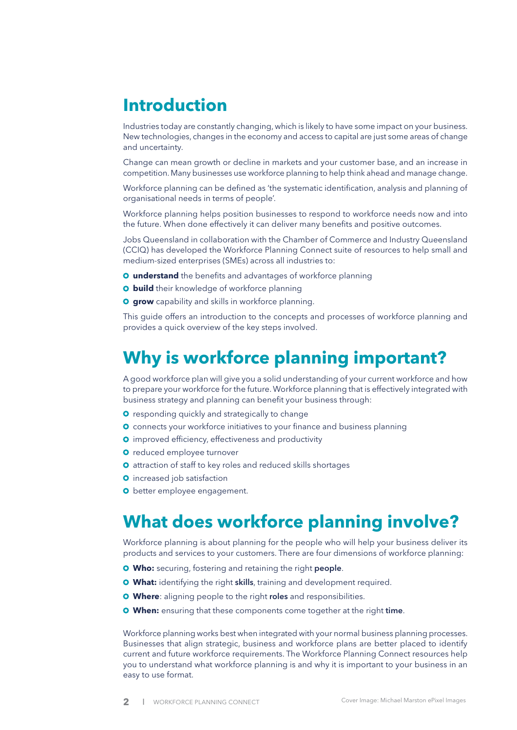# Introduction

Industries today are constantly changing, which is likely to have some impact on your business. New technologies, changes in the economy and access to capital are just some areas of change and uncertainty.

Change can mean growth or decline in markets and your customer base, and an increase in competition. Many businesses use workforce planning to help think ahead and manage change.

Workforce planning can be defined as 'the systematic identification, analysis and planning of organisational needs in terms of people'.

Workforce planning helps position businesses to respond to workforce needs now and into the future. When done effectively it can deliver many benefits and positive outcomes.

Jobs Queensland in collaboration with the Chamber of Commerce and Industry Queensland (CCIQ) has developed the Workforce Planning Connect suite of resources to help small and medium-sized enterprises (SMEs) across all industries to:

- **understand** the benefits and advantages of workforce planning
- **build** their knowledge of workforce planning
- **grow** capability and skills in workforce planning.

This guide offers an introduction to the concepts and processes of workforce planning and provides a quick overview of the key steps involved.

# Why is workforce planning important?

A good workforce plan will give you a solid understanding of your current workforce and how to prepare your workforce for the future. Workforce planning that is effectively integrated with business strategy and planning can benefit your business through:

- responding quickly and strategically to change
- connects your workforce initiatives to your finance and business planning
- improved efficiency, effectiveness and productivity
- reduced employee turnover
- attraction of staff to key roles and reduced skills shortages
- increased job satisfaction
- better employee engagement.

# What does workforce planning involve?

Workforce planning is about planning for the people who will help your business deliver its products and services to your customers. There are four dimensions of workforce planning:

- **Who:** securing, fostering and retaining the right **people**.
- **What:** identifying the right **skills**, training and development required.
- **Where**: aligning people to the right **roles** and responsibilities.
- **When:** ensuring that these components come together at the right **time**.

Workforce planning works best when integrated with your normal business planning processes. Businesses that align strategic, business and workforce plans are better placed to identify current and future workforce requirements. The Workforce Planning Connect resources help you to understand what workforce planning is and why it is important to your business in an easy to use format.

Cover Image: Michael Marston ePixel Images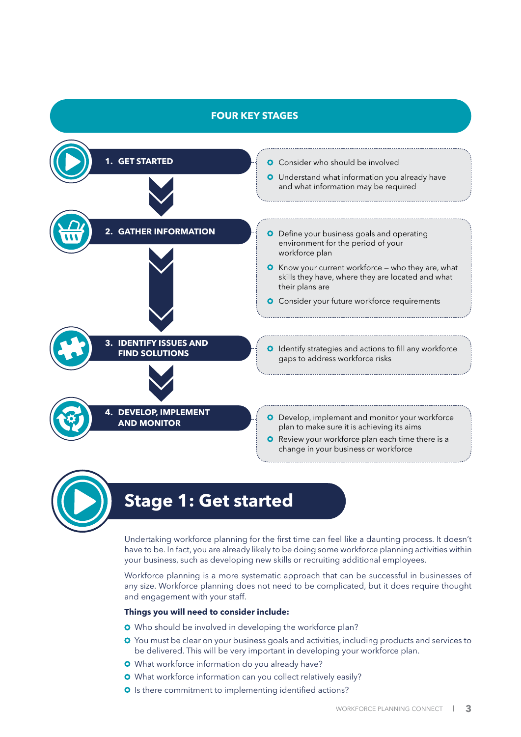## FOUR KEY STAGES

### 1. GET STARTED

- Consider who should be involved
- Understand what information you already have and what information may be required

### 2. GATHER INFORMATION

- Define your business goals and operating environment for the period of your workforce plan
- Know your current workforce – who they are, what skills they have, where they are located and what their plans are
- Consider your future workforce requirements

### 3. IDENTIFY ISSUES AND FIND SOLUTIONS

- Identify strategies and actions to fill any workforce gaps to address workforce risks

### 4. DEVELOP, IMPLEMENT AND MONITOR

- Develop, implement and monitor your workforce plan to make sure it is achieving its aims
- Review your workforce plan each time there is a change in your business or workforce

# Stage 1: Get started

Undertaking workforce planning for the first time can feel like a daunting process. It doesn't have to be. In fact, you are already likely to be doing some workforce planning activities within your business, such as developing new skills or recruiting additional employees.

Workforce planning is a more systematic approach that can be successful in businesses of any size. Workforce planning does not need to be complicated, but it does require thought and engagement with your staff.

**Things you will need to consider include:**

- Who should be involved in developing the workforce plan?
- You must be clear on your business goals and activities, including products and services to be delivered. This will be very important in developing your workforce plan.
- What workforce information do you already have?
- What workforce information can you collect relatively easily?
- Is there commitment to implementing identified actions?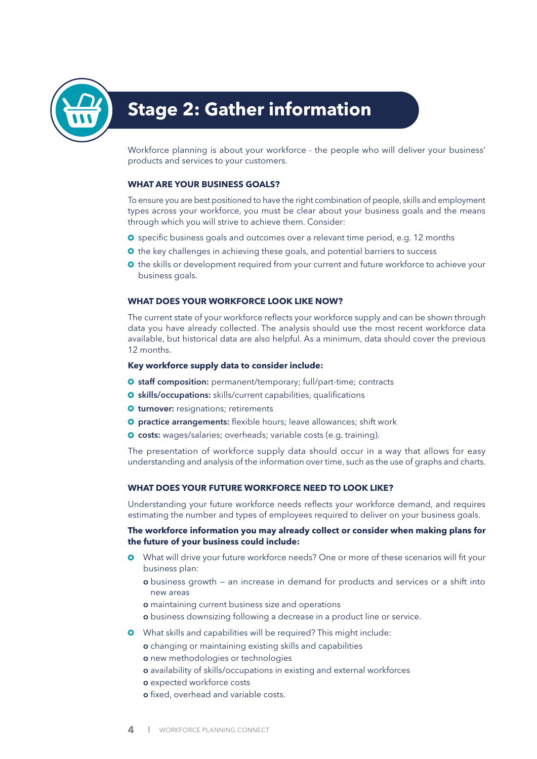# Stage 2: Gather information

Workforce planning is about your workforce - the people who will deliver your business' products and services to your customers.

### WHAT ARE YOUR BUSINESS GOALS?

To ensure you are best positioned to have the right combination of people, skills and employment types across your workforce, you must be clear about your business goals and the means through which you will strive to achieve them. Consider:

- specific business goals and outcomes over a relevant time period, e.g. 12 months
- the key challenges in achieving these goals, and potential barriers to success
- the skills or development required from your current and future workforce to achieve your business goals.

### WHAT DOES YOUR WORKFORCE LOOK LIKE NOW?

The current state of your workforce reflects your workforce supply and can be shown through data you have already collected. The analysis should use the most recent workforce data available, but historical data are also helpful. As a minimum, data should cover the previous 12 months.

**Key workforce supply data to consider include:**

- **staff composition:** permanent/temporary; full/part-time; contracts
- **skills/occupations:** skills/current capabilities, qualifications
- **turnover:** resignations; retirements
- **practice arrangements:** flexible hours; leave allowances; shift work
- **costs:** wages/salaries; overheads; variable costs (e.g. training).

The presentation of workforce supply data should occur in a way that allows for easy understanding and analysis of the information over time, such as the use of graphs and charts.

### WHAT DOES YOUR FUTURE WORKFORCE NEED TO LOOK LIKE?

Understanding your future workforce needs reflects your workforce demand, and requires estimating the number and types of employees required to deliver on your business goals.

**The workforce information you may already collect or consider when making plans for the future of your business could include:**

- What will drive your future workforce needs? One or more of these scenarios will fit your business plan:
  - business growth – an increase in demand for products and services or a shift into new areas
  - maintaining current business size and operations
  - business downsizing following a decrease in a product line or service.
- What skills and capabilities will be required? This might include:
  - changing or maintaining existing skills and capabilities
  - new methodologies or technologies
  - availability of skills/occupations in existing and external workforces
  - expected workforce costs
  - fixed, overhead and variable costs.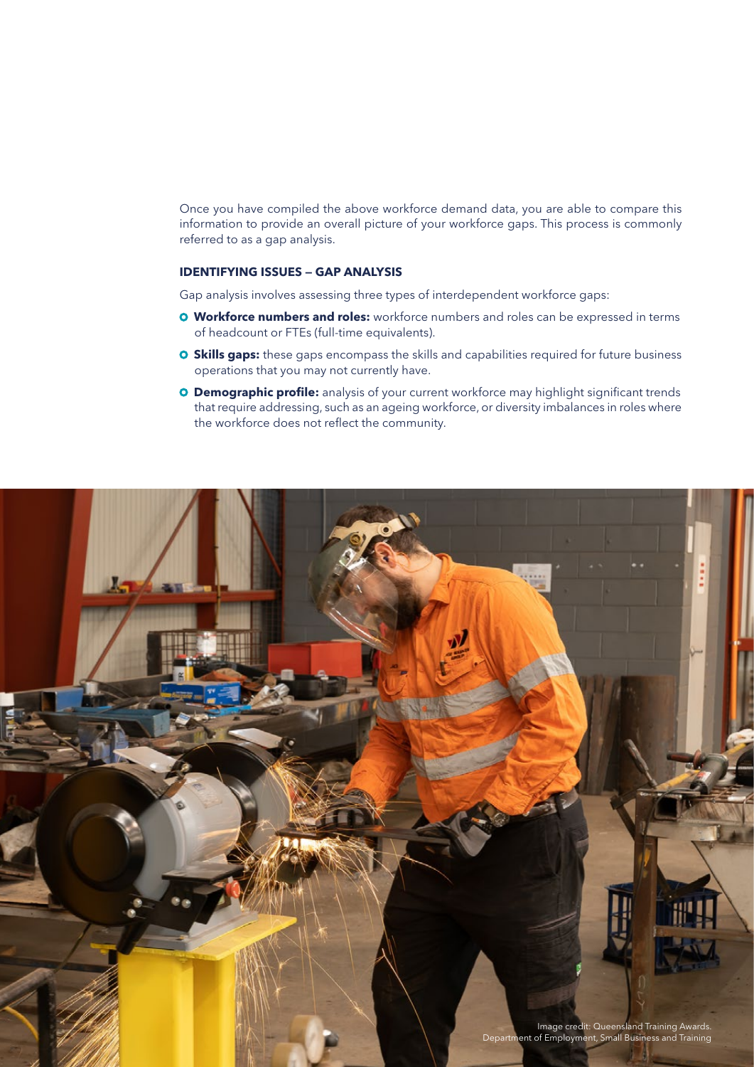Once you have compiled the above workforce demand data, you are able to compare this information to provide an overall picture of your workforce gaps. This process is commonly referred to as a gap analysis.

### IDENTIFYING ISSUES – GAP ANALYSIS

Gap analysis involves assessing three types of interdependent workforce gaps:

- **Workforce numbers and roles:** workforce numbers and roles can be expressed in terms of headcount or FTEs (full-time equivalents).
- **Skills gaps:** these gaps encompass the skills and capabilities required for future business operations that you may not currently have.
- **Demographic profile:** analysis of your current workforce may highlight significant trends that require addressing, such as an ageing workforce, or diversity imbalances in roles where the workforce does not reflect the community.

Image credit: Queensland Training Awards. Department of Employment, Small Business and Training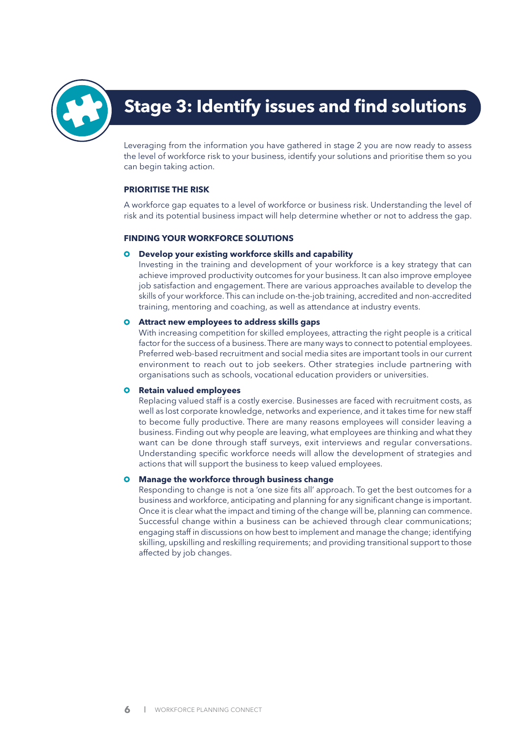# Stage 3: Identify issues and find solutions

Leveraging from the information you have gathered in stage 2 you are now ready to assess the level of workforce risk to your business, identify your solutions and prioritise them so you can begin taking action.

## PRIORITISE THE RISK

A workforce gap equates to a level of workforce or business risk. Understanding the level of risk and its potential business impact will help determine whether or not to address the gap.

## FINDING YOUR WORKFORCE SOLUTIONS

- **Develop your existing workforce skills and capability**
  Investing in the training and development of your workforce is a key strategy that can achieve improved productivity outcomes for your business. It can also improve employee job satisfaction and engagement. There are various approaches available to develop the skills of your workforce. This can include on-the-job training, accredited and non-accredited training, mentoring and coaching, as well as attendance at industry events.

- **Attract new employees to address skills gaps**
  With increasing competition for skilled employees, attracting the right people is a critical factor for the success of a business. There are many ways to connect to potential employees. Preferred web-based recruitment and social media sites are important tools in our current environment to reach out to job seekers. Other strategies include partnering with organisations such as schools, vocational education providers or universities.

- **Retain valued employees**
  Replacing valued staff is a costly exercise. Businesses are faced with recruitment costs, as well as lost corporate knowledge, networks and experience, and it takes time for new staff to become fully productive. There are many reasons employees will consider leaving a business. Finding out why people are leaving, what employees are thinking and what they want can be done through staff surveys, exit interviews and regular conversations. Understanding specific workforce needs will allow the development of strategies and actions that will support the business to keep valued employees.

- **Manage the workforce through business change**
  Responding to change is not a 'one size fits all' approach. To get the best outcomes for a business and workforce, anticipating and planning for any significant change is important. Once it is clear what the impact and timing of the change will be, planning can commence. Successful change within a business can be achieved through clear communications; engaging staff in discussions on how best to implement and manage the change; identifying skilling, upskilling and reskilling requirements; and providing transitional support to those affected by job changes.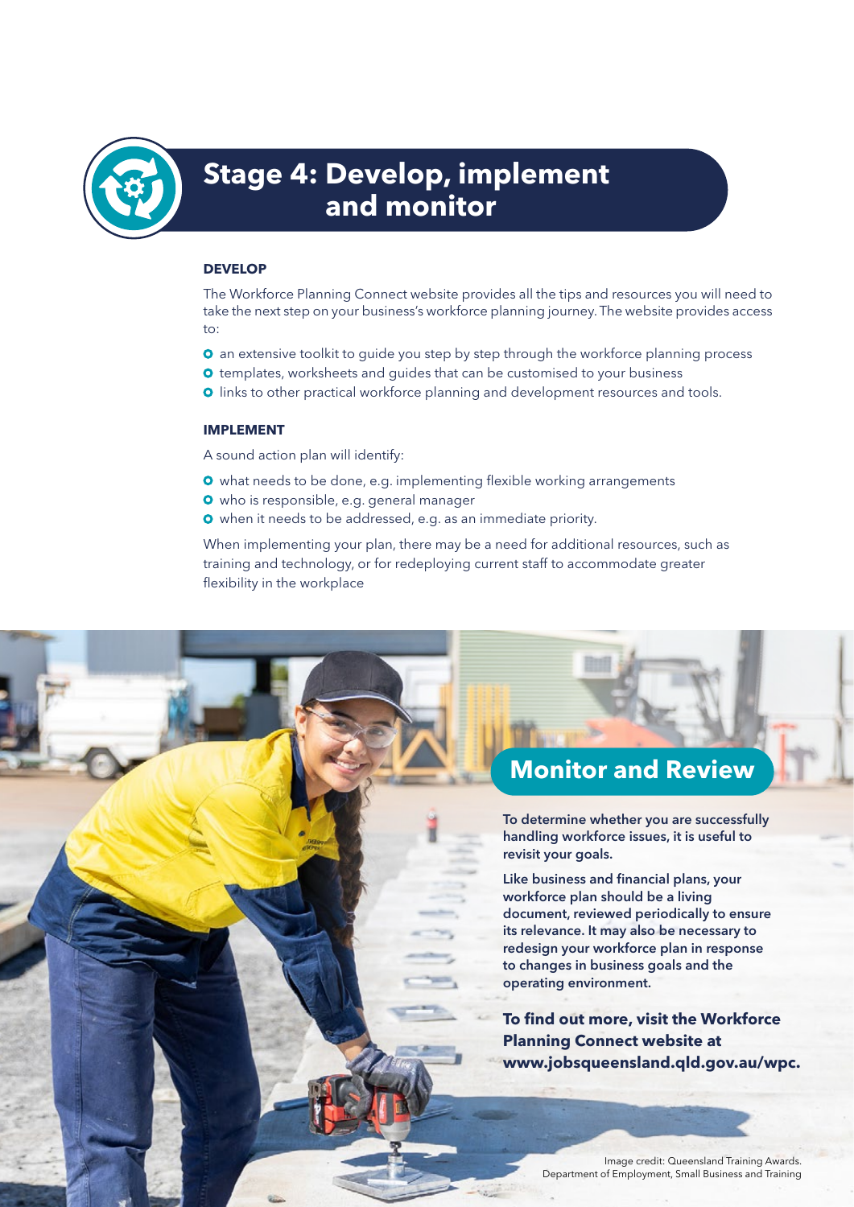# Stage 4: Develop, implement and monitor

### DEVELOP

The Workforce Planning Connect website provides all the tips and resources you will need to take the next step on your business's workforce planning journey. The website provides access to:

- an extensive toolkit to guide you step by step through the workforce planning process
- templates, worksheets and guides that can be customised to your business
- links to other practical workforce planning and development resources and tools.

### IMPLEMENT

A sound action plan will identify:

- what needs to be done, e.g. implementing flexible working arrangements
- who is responsible, e.g. general manager
- when it needs to be addressed, e.g. as an immediate priority.

When implementing your plan, there may be a need for additional resources, such as training and technology, or for redeploying current staff to accommodate greater flexibility in the workplace

## Monitor and Review

**To determine whether you are successfully handling workforce issues, it is useful to revisit your goals.**

**Like business and financial plans, your workforce plan should be a living document, reviewed periodically to ensure its relevance. It may also be necessary to redesign your workforce plan in response to changes in business goals and the operating environment.**

**To find out more, visit the Workforce Planning Connect website at www.jobsqueensland.qld.gov.au/wpc.**

Image credit: Queensland Training Awards. Department of Employment, Small Business and Training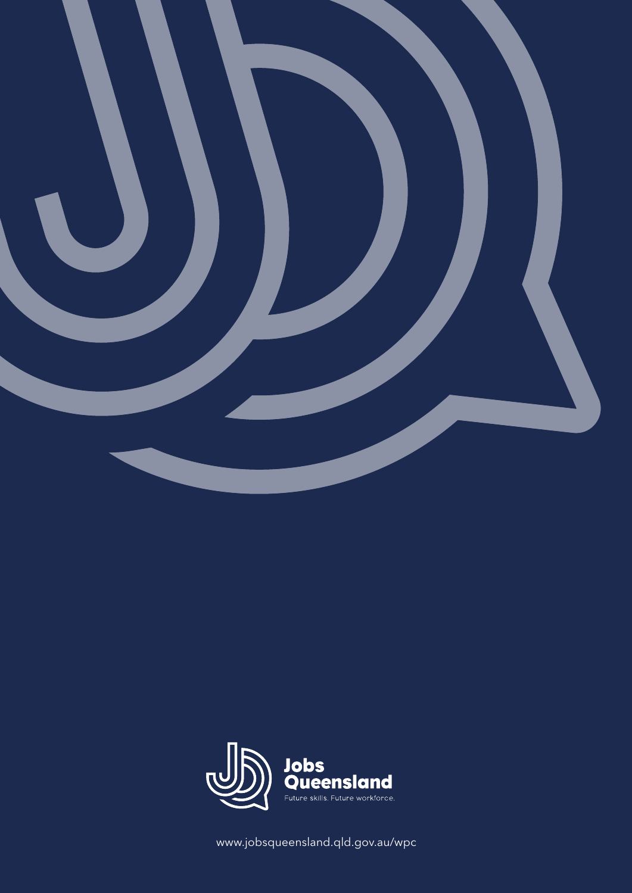Jobs Queensland

Future skills. Future workforce.

www.jobsqueensland.qld.gov.au/wpc